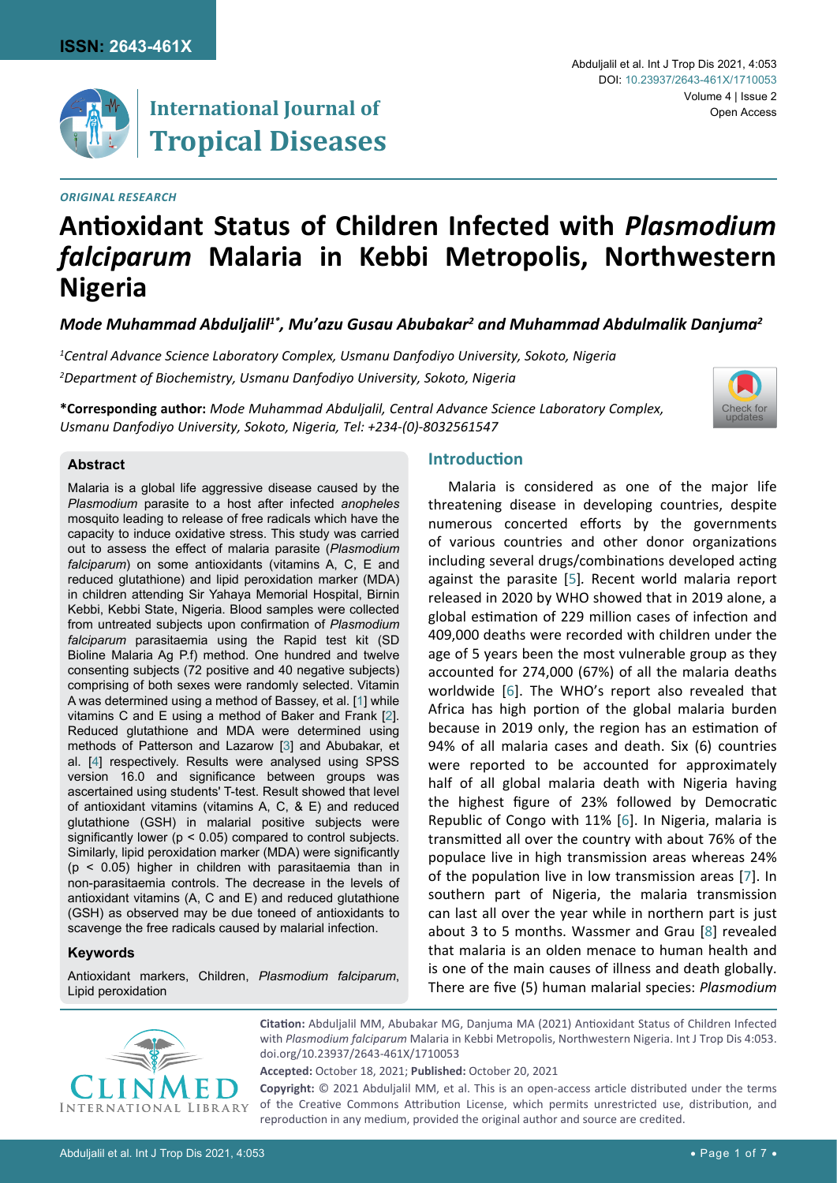ISSN: 2643-461X

# International Journal of Tropical Diseases

*ORIGINAL RESEARCH*

# Antioxidant Status of Children Infected with *Plasmodium falciparum* Malaria in Kebbi Metropolis, Northwestern Nigeria

***Mode Muhammad Abduljalil[1*], Mu'azu Gusau Abubakar[2] and Muhammad Abdulmalik Danjuma[2]***

*[1]Central Advance Science Laboratory Complex, Usmanu Danfodiyo University, Sokoto, Nigeria*

*[2]Department of Biochemistry, Usmanu Danfodiyo University, Sokoto, Nigeria*

**\*Corresponding author:** *Mode Muhammad Abduljalil, Central Advance Science Laboratory Complex, Usmanu Danfodiyo University, Sokoto, Nigeria, Tel: +234-(0)-8032561547*

## Abstract

Malaria is a global life aggressive disease caused by the *Plasmodium* parasite to a host after infected *anopheles* mosquito leading to release of free radicals which have the capacity to induce oxidative stress. This study was carried out to assess the effect of malaria parasite (*Plasmodium falciparum*) on some antioxidants (vitamins A, C, E and reduced glutathione) and lipid peroxidation marker (MDA) in children attending Sir Yahaya Memorial Hospital, Birnin Kebbi, Kebbi State, Nigeria. Blood samples were collected from untreated subjects upon confirmation of *Plasmodium falciparum* parasitaemia using the Rapid test kit (SD Bioline Malaria Ag P.f) method. One hundred and twelve consenting subjects (72 positive and 40 negative subjects) comprising of both sexes were randomly selected. Vitamin A was determined using a method of Bassey, et al. [1] while vitamins C and E using a method of Baker and Frank [2]. Reduced glutathione and MDA were determined using methods of Patterson and Lazarow [3] and Abubakar, et al. [4] respectively. Results were analysed using SPSS version 16.0 and significance between groups was ascertained using students' T-test. Result showed that level of antioxidant vitamins (vitamins A, C, & E) and reduced glutathione (GSH) in malarial positive subjects were significantly lower ($p < 0.05$) compared to control subjects. Similarly, lipid peroxidation marker (MDA) were significantly ($p < 0.05$) higher in children with parasitaemia than in non-parasitaemia controls. The decrease in the levels of antioxidant vitamins (A, C and E) and reduced glutathione (GSH) as observed may be due toneed of antioxidants to scavenge the free radicals caused by malarial infection.

### Keywords

Antioxidant markers, Children, *Plasmodium falciparum*, Lipid peroxidation

## Introduction

Malaria is considered as one of the major life threatening disease in developing countries, despite numerous concerted efforts by the governments of various countries and other donor organizations including several drugs/combinations developed acting against the parasite [5]. Recent world malaria report released in 2020 by WHO showed that in 2019 alone, a global estimation of 229 million cases of infection and 409,000 deaths were recorded with children under the age of 5 years been the most vulnerable group as they accounted for 274,000 (67%) of all the malaria deaths worldwide [6]. The WHO's report also revealed that Africa has high portion of the global malaria burden because in 2019 only, the region has an estimation of 94% of all malaria cases and death. Six (6) countries were reported to be accounted for approximately half of all global malaria death with Nigeria having the highest figure of 23% followed by Democratic Republic of Congo with 11% [6]. In Nigeria, malaria is transmitted all over the country with about 76% of the populace live in high transmission areas whereas 24% of the population live in low transmission areas [7]. In southern part of Nigeria, the malaria transmission can last all over the year while in northern part is just about 3 to 5 months. Wassmer and Grau [8] revealed that malaria is an olden menace to human health and is one of the main causes of illness and death globally. There are five (5) human malarial species: *Plasmodium*

**Citation:** Abduljalil MM, Abubakar MG, Danjuma MA (2021) Antioxidant Status of Children Infected with *Plasmodium falciparum* Malaria in Kebbi Metropolis, Northwestern Nigeria. Int J Trop Dis 4:053. doi.org/10.23937/2643-461X/1710053

**Accepted:** October 18, 2021; **Published:** October 20, 2021

**Copyright:** © 2021 Abduljalil MM, et al. This is an open-access article distributed under the terms of the Creative Commons Attribution License, which permits unrestricted use, distribution, and reproduction in any medium, provided the original author and source are credited.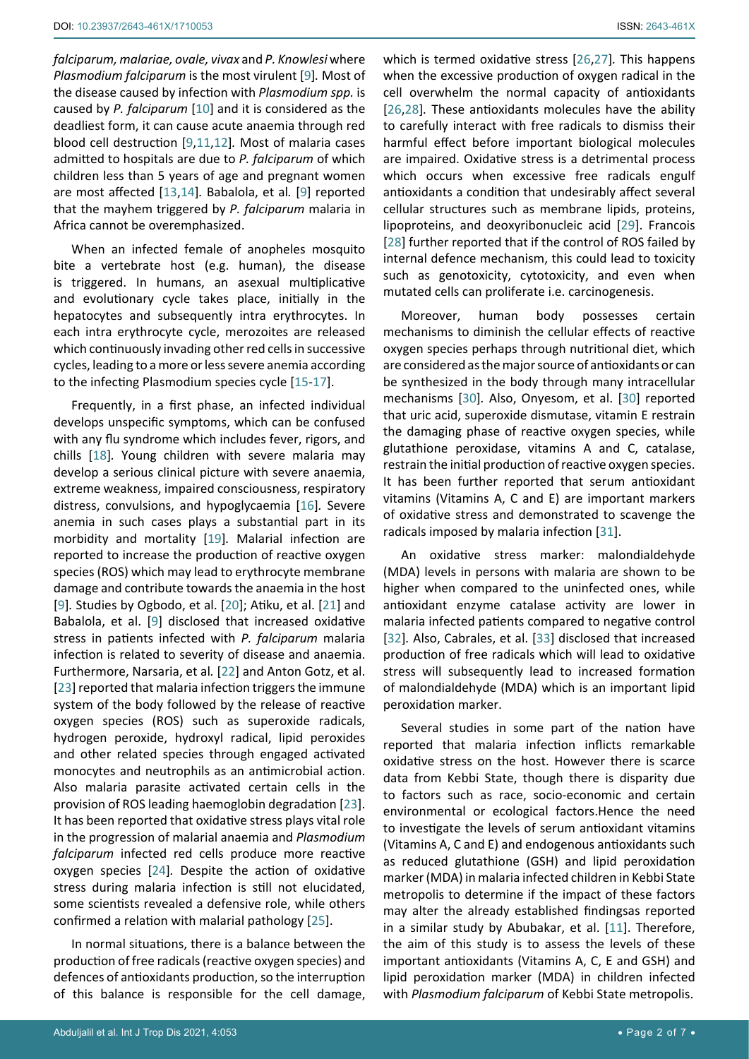*falciparum, malariae, ovale, vivax* and *P. Knowlesi* where *Plasmodium falciparum* is the most virulent [9]. Most of the disease caused by infection with *Plasmodium spp.* is caused by *P. falciparum* [10] and it is considered as the deadliest form, it can cause acute anaemia through red blood cell destruction [9,11,12]. Most of malaria cases admitted to hospitals are due to *P. falciparum* of which children less than 5 years of age and pregnant women are most affected [13,14]. Babalola, et al. [9] reported that the mayhem triggered by *P. falciparum* malaria in Africa cannot be overemphasized.

When an infected female of anopheles mosquito bite a vertebrate host (e.g. human), the disease is triggered. In humans, an asexual multiplicative and evolutionary cycle takes place, initially in the hepatocytes and subsequently intra erythrocytes. In each intra erythrocyte cycle, merozoites are released which continuously invading other red cells in successive cycles, leading to a more or less severe anemia according to the infecting Plasmodium species cycle [15-17].

Frequently, in a first phase, an infected individual develops unspecific symptoms, which can be confused with any flu syndrome which includes fever, rigors, and chills [18]. Young children with severe malaria may develop a serious clinical picture with severe anaemia, extreme weakness, impaired consciousness, respiratory distress, convulsions, and hypoglycaemia [16]. Severe anemia in such cases plays a substantial part in its morbidity and mortality [19]. Malarial infection are reported to increase the production of reactive oxygen species (ROS) which may lead to erythrocyte membrane damage and contribute towards the anaemia in the host [9]. Studies by Ogbodo, et al. [20]; Atiku, et al. [21] and Babalola, et al. [9] disclosed that increased oxidative stress in patients infected with *P. falciparum* malaria infection is related to severity of disease and anaemia. Furthermore, Narsaria, et al. [22] and Anton Gotz, et al. [23] reported that malaria infection triggers the immune system of the body followed by the release of reactive oxygen species (ROS) such as superoxide radicals, hydrogen peroxide, hydroxyl radical, lipid peroxides and other related species through engaged activated monocytes and neutrophils as an antimicrobial action. Also malaria parasite activated certain cells in the provision of ROS leading haemoglobin degradation [23]. It has been reported that oxidative stress plays vital role in the progression of malarial anaemia and *Plasmodium falciparum* infected red cells produce more reactive oxygen species [24]. Despite the action of oxidative stress during malaria infection is still not elucidated, some scientists revealed a defensive role, while others confirmed a relation with malarial pathology [25].

In normal situations, there is a balance between the production of free radicals (reactive oxygen species) and defences of antioxidants production, so the interruption of this balance is responsible for the cell damage, which is termed oxidative stress [26,27]. This happens when the excessive production of oxygen radical in the cell overwhelm the normal capacity of antioxidants [26,28]. These antioxidants molecules have the ability to carefully interact with free radicals to dismiss their harmful effect before important biological molecules are impaired. Oxidative stress is a detrimental process which occurs when excessive free radicals engulf antioxidants a condition that undesirably affect several cellular structures such as membrane lipids, proteins, lipoproteins, and deoxyribonucleic acid [29]. Francois [28] further reported that if the control of ROS failed by internal defence mechanism, this could lead to toxicity such as genotoxicity, cytotoxicity, and even when mutated cells can proliferate i.e. carcinogenesis.

Moreover, human body possesses certain mechanisms to diminish the cellular effects of reactive oxygen species perhaps through nutritional diet, which are considered as the major source of antioxidants or can be synthesized in the body through many intracellular mechanisms [30]. Also, Onyesom, et al. [30] reported that uric acid, superoxide dismutase, vitamin E restrain the damaging phase of reactive oxygen species, while glutathione peroxidase, vitamins A and C, catalase, restrain the initial production of reactive oxygen species. It has been further reported that serum antioxidant vitamins (Vitamins A, C and E) are important markers of oxidative stress and demonstrated to scavenge the radicals imposed by malaria infection [31].

An oxidative stress marker: malondialdehyde (MDA) levels in persons with malaria are shown to be higher when compared to the uninfected ones, while antioxidant enzyme catalase activity are lower in malaria infected patients compared to negative control [32]. Also, Cabrales, et al. [33] disclosed that increased production of free radicals which will lead to oxidative stress will subsequently lead to increased formation of malondialdehyde (MDA) which is an important lipid peroxidation marker.

Several studies in some part of the nation have reported that malaria infection inflicts remarkable oxidative stress on the host. However there is scarce data from Kebbi State, though there is disparity due to factors such as race, socio-economic and certain environmental or ecological factors.Hence the need to investigate the levels of serum antioxidant vitamins (Vitamins A, C and E) and endogenous antioxidants such as reduced glutathione (GSH) and lipid peroxidation marker (MDA) in malaria infected children in Kebbi State metropolis to determine if the impact of these factors may alter the already established findingsas reported in a similar study by Abubakar, et al. [11]. Therefore, the aim of this study is to assess the levels of these important antioxidants (Vitamins A, C, E and GSH) and lipid peroxidation marker (MDA) in children infected with *Plasmodium falciparum* of Kebbi State metropolis.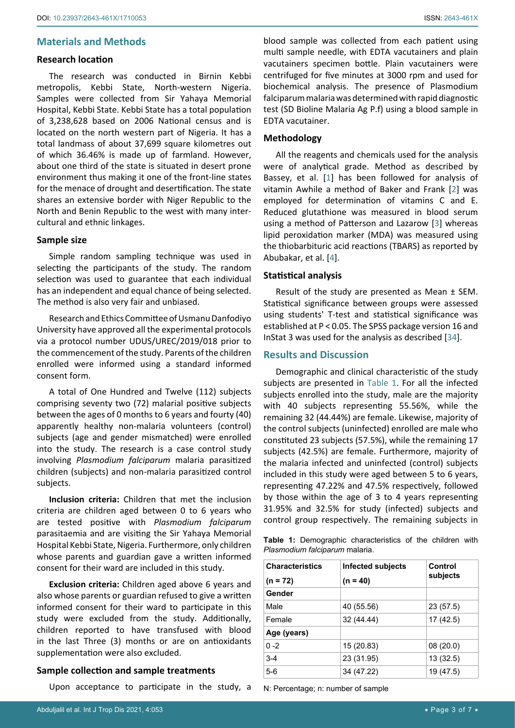## Materials and Methods

### Research location

The research was conducted in Birnin Kebbi metropolis, Kebbi State, North-western Nigeria. Samples were collected from Sir Yahaya Memorial Hospital, Kebbi State. Kebbi State has a total population of 3,238,628 based on 2006 National census and is located on the north western part of Nigeria. It has a total landmass of about 37,699 square kilometres out of which 36.46% is made up of farmland. However, about one third of the state is situated in desert prone environment thus making it one of the front-line states for the menace of drought and desertification. The state shares an extensive border with Niger Republic to the North and Benin Republic to the west with many inter-cultural and ethnic linkages.

### Sample size

Simple random sampling technique was used in selecting the participants of the study. The random selection was used to guarantee that each individual has an independent and equal chance of being selected. The method is also very fair and unbiased.

Research and Ethics Committee of Usmanu Danfodiyo University have approved all the experimental protocols via a protocol number UDUS/UREC/2019/018 prior to the commencement of the study. Parents of the children enrolled were informed using a standard informed consent form.

A total of One Hundred and Twelve (112) subjects comprising seventy two (72) malarial positive subjects between the ages of 0 months to 6 years and fourty (40) apparently healthy non-malaria volunteers (control) subjects (age and gender mismatched) were enrolled into the study. The research is a case control study involving *Plasmodium falciparum* malaria parasitized children (subjects) and non-malaria parasitized control subjects.

**Inclusion criteria:** Children that met the inclusion criteria are children aged between 0 to 6 years who are tested positive with *Plasmodium falciparum* parasitaemia and are visiting the Sir Yahaya Memorial Hospital Kebbi State, Nigeria. Furthermore, only children whose parents and guardian gave a written informed consent for their ward are included in this study.

**Exclusion criteria:** Children aged above 6 years and also whose parents or guardian refused to give a written informed consent for their ward to participate in this study were excluded from the study. Additionally, children reported to have transfused with blood in the last Three (3) months or are on antioxidants supplementation were also excluded.

### Sample collection and sample treatments

Upon acceptance to participate in the study, a blood sample was collected from each patient using multi sample needle, with EDTA vacutainers and plain vacutainers specimen bottle. Plain vacutainers were centrifuged for five minutes at 3000 rpm and used for biochemical analysis. The presence of Plasmodium falciparum malaria was determined with rapid diagnostic test (SD Bioline Malaria Ag P.f) using a blood sample in EDTA vacutainer.

### Methodology

All the reagents and chemicals used for the analysis were of analytical grade. Method as described by Bassey, et al. [1] has been followed for analysis of vitamin Awhile a method of Baker and Frank [2] was employed for determination of vitamins C and E. Reduced glutathione was measured in blood serum using a method of Patterson and Lazarow [3] whereas lipid peroxidation marker (MDA) was measured using the thiobarbituric acid reactions (TBARS) as reported by Abubakar, et al. [4].

### Statistical analysis

Result of the study are presented as Mean ± SEM. Statistical significance between groups were assessed using students' T-test and statistical significance was established at $P < 0.05$. The SPSS package version 16 and InStat 3 was used for the analysis as described [34].

## Results and Discussion

Demographic and clinical characteristic of the study subjects are presented in Table 1. For all the infected subjects enrolled into the study, male are the majority with 40 subjects representing 55.56%, while the remaining 32 (44.44%) are female. Likewise, majority of the control subjects (uninfected) enrolled are male who constituted 23 subjects (57.5%), while the remaining 17 subjects (42.5%) are female. Furthermore, majority of the malaria infected and uninfected (control) subjects included in this study were aged between 5 to 6 years, representing 47.22% and 47.5% respectively, followed by those within the age of 3 to 4 years representing 31.95% and 32.5% for study (infected) subjects and control group respectively. The remaining subjects in

**Table 1:** Demographic characteristics of the children with *Plasmodium falciparum* malaria.

| Characteristics (n = 72) | Infected subjects (n = 40) | Control subjects |
|---|---|---|
| **Gender** | | |
| Male | 40 (55.56) | 23 (57.5) |
| Female | 32 (44.44) | 17 (42.5) |
| **Age (years)** | | |
| 0 -2 | 15 (20.83) | 08 (20.0) |
| 3-4 | 23 (31.95) | 13 (32.5) |
| 5-6 | 34 (47.22) | 19 (47.5) |

N: Percentage; n: number of sample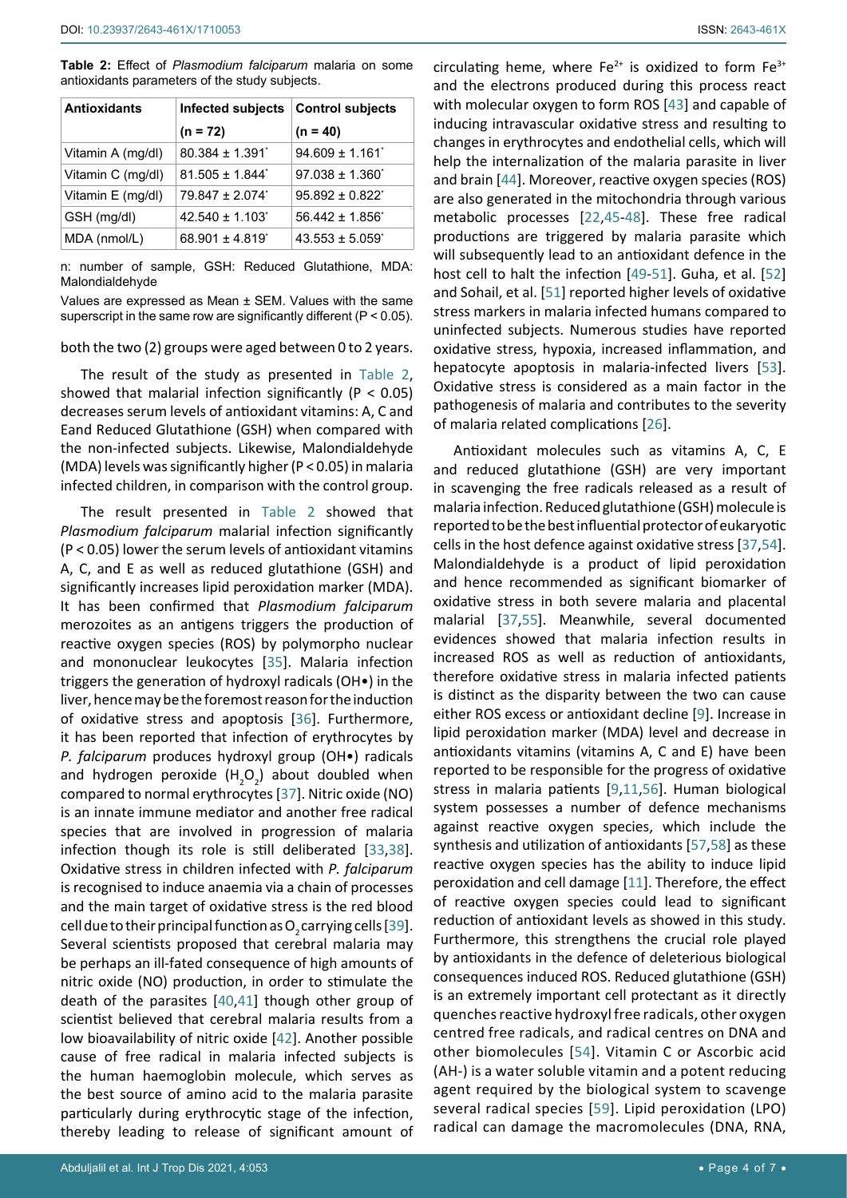**Table 2:** Effect of *Plasmodium falciparum* malaria on some antioxidants parameters of the study subjects.

| Antioxidants | Infected subjects (n = 72) | Control subjects (n = 40) |
|---|---|---|
| Vitamin A (mg/dl) | 80.384 ± 1.391* | 94.609 ± 1.161* |
| Vitamin C (mg/dl) | 81.505 ± 1.844* | 97.038 ± 1.360* |
| Vitamin E (mg/dl) | 79.847 ± 2.074* | 95.892 ± 0.822* |
| GSH (mg/dl) | 42.540 ± 1.103* | 56.442 ± 1.856* |
| MDA (nmol/L) | 68.901 ± 4.819* | 43.553 ± 5.059* |

n: number of sample, GSH: Reduced Glutathione, MDA: Malondialdehyde

Values are expressed as Mean ± SEM. Values with the same superscript in the same row are significantly different (P < 0.05).

both the two (2) groups were aged between 0 to 2 years.

The result of the study as presented in Table 2, showed that malarial infection significantly (P < 0.05) decreases serum levels of antioxidant vitamins: A, C and Eand Reduced Glutathione (GSH) when compared with the non-infected subjects. Likewise, Malondialdehyde (MDA) levels was significantly higher (P < 0.05) in malaria infected children, in comparison with the control group.

The result presented in Table 2 showed that *Plasmodium falciparum* malarial infection significantly (P < 0.05) lower the serum levels of antioxidant vitamins A, C, and E as well as reduced glutathione (GSH) and significantly increases lipid peroxidation marker (MDA). It has been confirmed that *Plasmodium falciparum* merozoites as an antigens triggers the production of reactive oxygen species (ROS) by polymorpho nuclear and mononuclear leukocytes [35]. Malaria infection triggers the generation of hydroxyl radicals (OH•) in the liver, hence may be the foremost reason for the induction of oxidative stress and apoptosis [36]. Furthermore, it has been reported that infection of erythrocytes by *P. falciparum* produces hydroxyl group (OH•) radicals and hydrogen peroxide ($H_2O_2$) about doubled when compared to normal erythrocytes [37]. Nitric oxide (NO) is an innate immune mediator and another free radical species that are involved in progression of malaria infection though its role is still deliberated [33,38]. Oxidative stress in children infected with *P. falciparum* is recognised to induce anaemia via a chain of processes and the main target of oxidative stress is the red blood cell due to their principal function as $O_2$ carrying cells [39]. Several scientists proposed that cerebral malaria may be perhaps an ill-fated consequence of high amounts of nitric oxide (NO) production, in order to stimulate the death of the parasites [40,41] though other group of scientist believed that cerebral malaria results from a low bioavailability of nitric oxide [42]. Another possible cause of free radical in malaria infected subjects is the human haemoglobin molecule, which serves as the best source of amino acid to the malaria parasite particularly during erythrocytic stage of the infection, thereby leading to release of significant amount of circulating heme, where $Fe^{2+}$ is oxidized to form $Fe^{3+}$ and the electrons produced during this process react with molecular oxygen to form ROS [43] and capable of inducing intravascular oxidative stress and resulting to changes in erythrocytes and endothelial cells, which will help the internalization of the malaria parasite in liver and brain [44]. Moreover, reactive oxygen species (ROS) are also generated in the mitochondria through various metabolic processes [22,45-48]. These free radical productions are triggered by malaria parasite which will subsequently lead to an antioxidant defence in the host cell to halt the infection [49-51]. Guha, et al. [52] and Sohail, et al. [51] reported higher levels of oxidative stress markers in malaria infected humans compared to uninfected subjects. Numerous studies have reported oxidative stress, hypoxia, increased inflammation, and hepatocyte apoptosis in malaria-infected livers [53]. Oxidative stress is considered as a main factor in the pathogenesis of malaria and contributes to the severity of malaria related complications [26].

Antioxidant molecules such as vitamins A, C, E and reduced glutathione (GSH) are very important in scavenging the free radicals released as a result of malaria infection. Reduced glutathione (GSH) molecule is reported to be the best influential protector of eukaryotic cells in the host defence against oxidative stress [37,54]. Malondialdehyde is a product of lipid peroxidation and hence recommended as significant biomarker of oxidative stress in both severe malaria and placental malarial [37,55]. Meanwhile, several documented evidences showed that malaria infection results in increased ROS as well as reduction of antioxidants, therefore oxidative stress in malaria infected patients is distinct as the disparity between the two can cause either ROS excess or antioxidant decline [9]. Increase in lipid peroxidation marker (MDA) level and decrease in antioxidants vitamins (vitamins A, C and E) have been reported to be responsible for the progress of oxidative stress in malaria patients [9,11,56]. Human biological system possesses a number of defence mechanisms against reactive oxygen species, which include the synthesis and utilization of antioxidants [57,58] as these reactive oxygen species has the ability to induce lipid peroxidation and cell damage [11]. Therefore, the effect of reactive oxygen species could lead to significant reduction of antioxidant levels as showed in this study. Furthermore, this strengthens the crucial role played by antioxidants in the defence of deleterious biological consequences induced ROS. Reduced glutathione (GSH) is an extremely important cell protectant as it directly quenches reactive hydroxyl free radicals, other oxygen centred free radicals, and radical centres on DNA and other biomolecules [54]. Vitamin C or Ascorbic acid (AH-) is a water soluble vitamin and a potent reducing agent required by the biological system to scavenge several radical species [59]. Lipid peroxidation (LPO) radical can damage the macromolecules (DNA, RNA,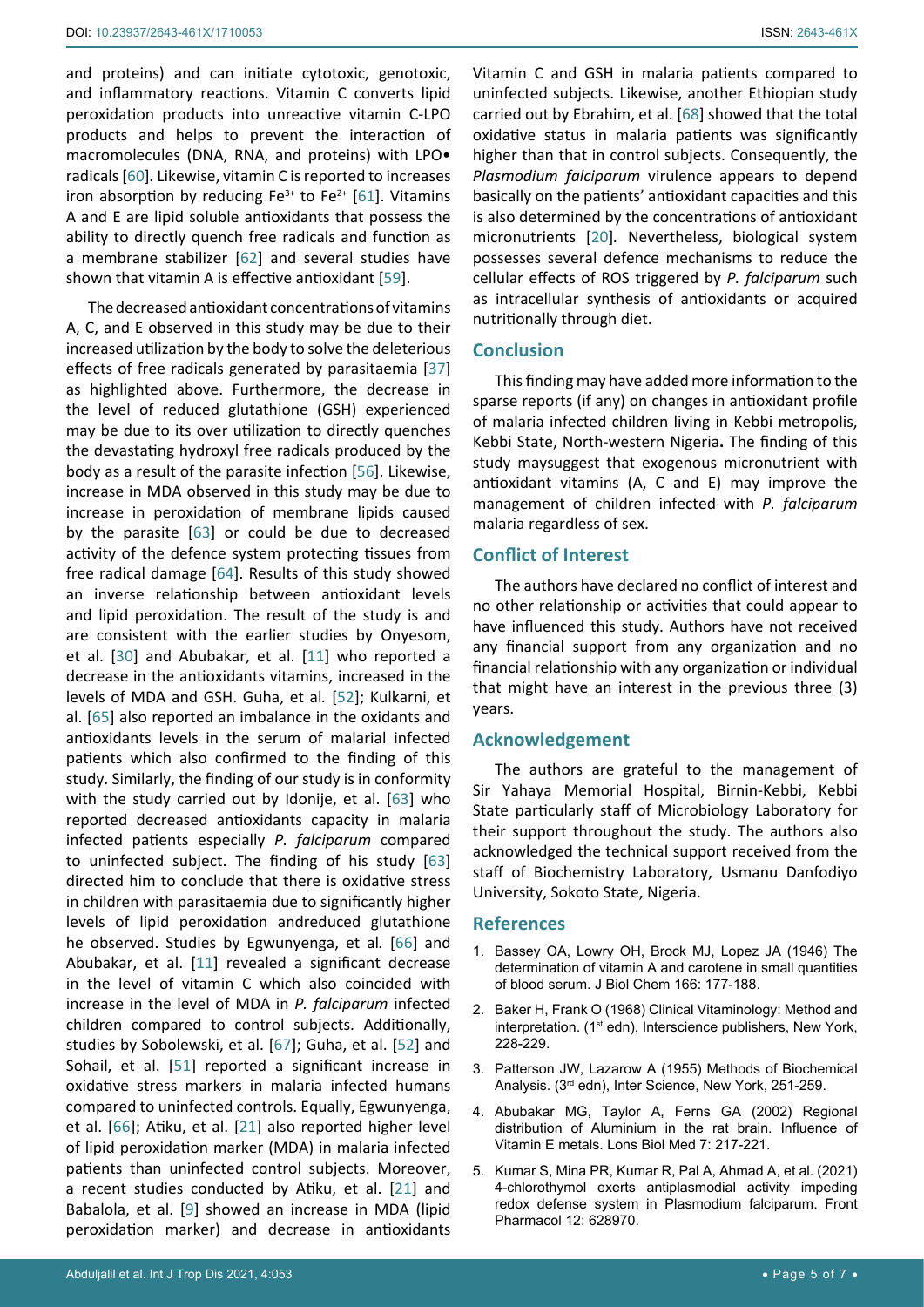and proteins) and can initiate cytotoxic, genotoxic, and inflammatory reactions. Vitamin C converts lipid peroxidation products into unreactive vitamin C-LPO products and helps to prevent the interaction of macromolecules (DNA, RNA, and proteins) with LPO• radicals [60]. Likewise, vitamin C is reported to increases iron absorption by reducing $Fe^{3+}$ to $Fe^{2+}$ [61]. Vitamins A and E are lipid soluble antioxidants that possess the ability to directly quench free radicals and function as a membrane stabilizer [62] and several studies have shown that vitamin A is effective antioxidant [59].

The decreased antioxidant concentrations of vitamins A, C, and E observed in this study may be due to their increased utilization by the body to solve the deleterious effects of free radicals generated by parasitaemia [37] as highlighted above. Furthermore, the decrease in the level of reduced glutathione (GSH) experienced may be due to its over utilization to directly quenches the devastating hydroxyl free radicals produced by the body as a result of the parasite infection [56]. Likewise, increase in MDA observed in this study may be due to increase in peroxidation of membrane lipids caused by the parasite [63] or could be due to decreased activity of the defence system protecting tissues from free radical damage [64]. Results of this study showed an inverse relationship between antioxidant levels and lipid peroxidation. The result of the study is and are consistent with the earlier studies by Onyesom, et al. [30] and Abubakar, et al. [11] who reported a decrease in the antioxidants vitamins, increased in the levels of MDA and GSH. Guha, et al. [52]; Kulkarni, et al. [65] also reported an imbalance in the oxidants and antioxidants levels in the serum of malarial infected patients which also confirmed to the finding of this study. Similarly, the finding of our study is in conformity with the study carried out by Idonije, et al. [63] who reported decreased antioxidants capacity in malaria infected patients especially *P. falciparum* compared to uninfected subject. The finding of his study [63] directed him to conclude that there is oxidative stress in children with parasitaemia due to significantly higher levels of lipid peroxidation andreduced glutathione he observed. Studies by Egwunyenga, et al. [66] and Abubakar, et al. [11] revealed a significant decrease in the level of vitamin C which also coincided with increase in the level of MDA in *P. falciparum* infected children compared to control subjects. Additionally, studies by Sobolewski, et al. [67]; Guha, et al. [52] and Sohail, et al. [51] reported a significant increase in oxidative stress markers in malaria infected humans compared to uninfected controls. Equally, Egwunyenga, et al. [66]; Atiku, et al. [21] also reported higher level of lipid peroxidation marker (MDA) in malaria infected patients than uninfected control subjects. Moreover, a recent studies conducted by Atiku, et al. [21] and Babalola, et al. [9] showed an increase in MDA (lipid peroxidation marker) and decrease in antioxidants Vitamin C and GSH in malaria patients compared to uninfected subjects. Likewise, another Ethiopian study carried out by Ebrahim, et al. [68] showed that the total oxidative status in malaria patients was significantly higher than that in control subjects. Consequently, the *Plasmodium falciparum* virulence appears to depend basically on the patients' antioxidant capacities and this is also determined by the concentrations of antioxidant micronutrients [20]. Nevertheless, biological system possesses several defence mechanisms to reduce the cellular effects of ROS triggered by *P. falciparum* such as intracellular synthesis of antioxidants or acquired nutritionally through diet.

## Conclusion

This finding may have added more information to the sparse reports (if any) on changes in antioxidant profile of malaria infected children living in Kebbi metropolis, Kebbi State, North-western Nigeria**.** The finding of this study maysuggest that exogenous micronutrient with antioxidant vitamins (A, C and E) may improve the management of children infected with *P. falciparum* malaria regardless of sex.

## Conflict of Interest

The authors have declared no conflict of interest and no other relationship or activities that could appear to have influenced this study. Authors have not received any financial support from any organization and no financial relationship with any organization or individual that might have an interest in the previous three (3) years.

## Acknowledgement

The authors are grateful to the management of Sir Yahaya Memorial Hospital, Birnin-Kebbi, Kebbi State particularly staff of Microbiology Laboratory for their support throughout the study. The authors also acknowledged the technical support received from the staff of Biochemistry Laboratory, Usmanu Danfodiyo University, Sokoto State, Nigeria.

## References

1. Bassey OA, Lowry OH, Brock MJ, Lopez JA (1946) The determination of vitamin A and carotene in small quantities of blood serum. J Biol Chem 166: 177-188.
2. Baker H, Frank O (1968) Clinical Vitaminology: Method and interpretation. (1st edn), Interscience publishers, New York, 228-229.
3. Patterson JW, Lazarow A (1955) Methods of Biochemical Analysis. (3rd edn), Inter Science, New York, 251-259.
4. Abubakar MG, Taylor A, Ferns GA (2002) Regional distribution of Aluminium in the rat brain. Influence of Vitamin E metals. Lons Biol Med 7: 217-221.
5. Kumar S, Mina PR, Kumar R, Pal A, Ahmad A, et al. (2021) 4-chlorothymol exerts antiplasmodial activity impeding redox defense system in Plasmodium falciparum. Front Pharmacol 12: 628970.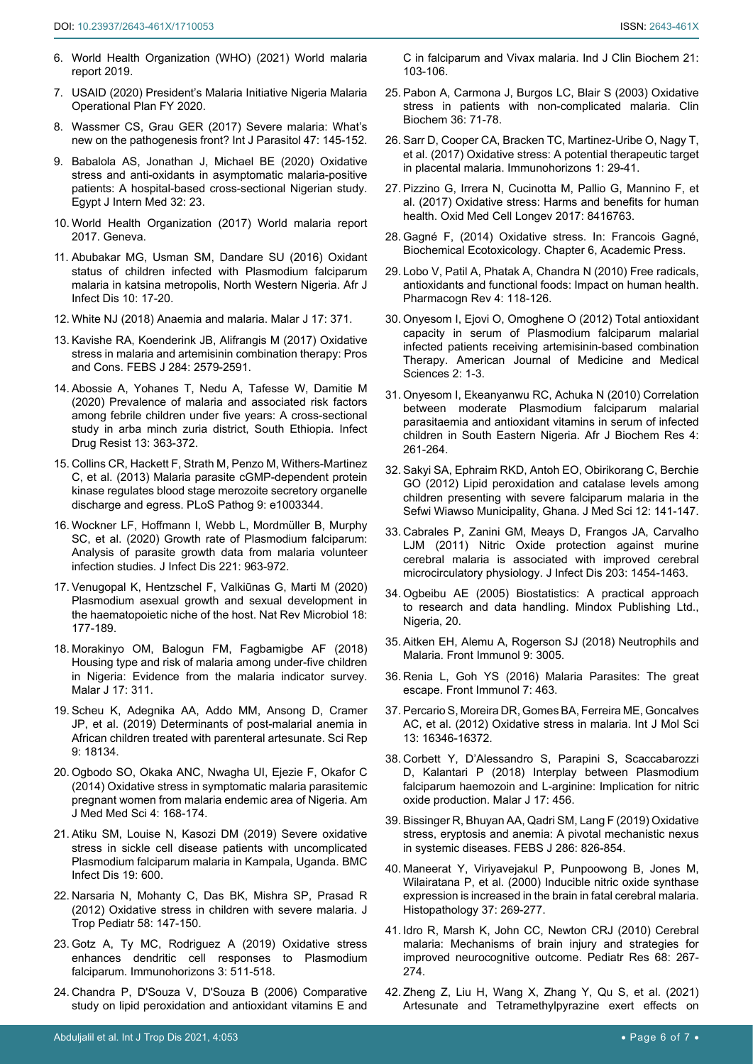6. World Health Organization (WHO) (2021) World malaria report 2019.
7. USAID (2020) President's Malaria Initiative Nigeria Malaria Operational Plan FY 2020.
8. Wassmer CS, Grau GER (2017) Severe malaria: What's new on the pathogenesis front? Int J Parasitol 47: 145-152.
9. Babalola AS, Jonathan J, Michael BE (2020) Oxidative stress and anti-oxidants in asymptomatic malaria-positive patients: A hospital-based cross-sectional Nigerian study. Egypt J Intern Med 32: 23.
10. World Health Organization (2017) World malaria report 2017. Geneva.
11. Abubakar MG, Usman SM, Dandare SU (2016) Oxidant status of children infected with Plasmodium falciparum malaria in katsina metropolis, North Western Nigeria. Afr J Infect Dis 10: 17-20.
12. White NJ (2018) Anaemia and malaria. Malar J 17: 371.
13. Kavishe RA, Koenderink JB, Alifrangis M (2017) Oxidative stress in malaria and artemisinin combination therapy: Pros and Cons. FEBS J 284: 2579-2591.
14. Abossie A, Yohanes T, Nedu A, Tafesse W, Damitie M (2020) Prevalence of malaria and associated risk factors among febrile children under five years: A cross-sectional study in arba minch zuria district, South Ethiopia. Infect Drug Resist 13: 363-372.
15. Collins CR, Hackett F, Strath M, Penzo M, Withers-Martinez C, et al. (2013) Malaria parasite cGMP-dependent protein kinase regulates blood stage merozoite secretory organelle discharge and egress. PLoS Pathog 9: e1003344.
16. Wockner LF, Hoffmann I, Webb L, Mordmüller B, Murphy SC, et al. (2020) Growth rate of Plasmodium falciparum: Analysis of parasite growth data from malaria volunteer infection studies. J Infect Dis 221: 963-972.
17. Venugopal K, Hentzschel F, Valkiūnas G, Marti M (2020) Plasmodium asexual growth and sexual development in the haematopoietic niche of the host. Nat Rev Microbiol 18: 177-189.
18. Morakinyo OM, Balogun FM, Fagbamigbe AF (2018) Housing type and risk of malaria among under-five children in Nigeria: Evidence from the malaria indicator survey. Malar J 17: 311.
19. Scheu K, Adegnika AA, Addo MM, Ansong D, Cramer JP, et al. (2019) Determinants of post-malarial anemia in African children treated with parenteral artesunate. Sci Rep 9: 18134.
20. Ogbodo SO, Okaka ANC, Nwagha UI, Ejezie F, Okafor C (2014) Oxidative stress in symptomatic malaria parasitemic pregnant women from malaria endemic area of Nigeria. Am J Med Med Sci 4: 168-174.
21. Atiku SM, Louise N, Kasozi DM (2019) Severe oxidative stress in sickle cell disease patients with uncomplicated Plasmodium falciparum malaria in Kampala, Uganda. BMC Infect Dis 19: 600.
22. Narsaria N, Mohanty C, Das BK, Mishra SP, Prasad R (2012) Oxidative stress in children with severe malaria. J Trop Pediatr 58: 147-150.
23. Gotz A, Ty MC, Rodriguez A (2019) Oxidative stress enhances dendritic cell responses to Plasmodium falciparum. Immunohorizons 3: 511-518.
24. Chandra P, D'Souza V, D'Souza B (2006) Comparative study on lipid peroxidation and antioxidant vitamins E and C in falciparum and Vivax malaria. Ind J Clin Biochem 21: 103-106.
25. Pabon A, Carmona J, Burgos LC, Blair S (2003) Oxidative stress in patients with non-complicated malaria. Clin Biochem 36: 71-78.
26. Sarr D, Cooper CA, Bracken TC, Martinez-Uribe O, Nagy T, et al. (2017) Oxidative stress: A potential therapeutic target in placental malaria. Immunohorizons 1: 29-41.
27. Pizzino G, Irrera N, Cucinotta M, Pallio G, Mannino F, et al. (2017) Oxidative stress: Harms and benefits for human health. Oxid Med Cell Longev 2017: 8416763.
28. Gagné F, (2014) Oxidative stress. In: Francois Gagné, Biochemical Ecotoxicology. Chapter 6, Academic Press.
29. Lobo V, Patil A, Phatak A, Chandra N (2010) Free radicals, antioxidants and functional foods: Impact on human health. Pharmacogn Rev 4: 118-126.
30. Onyesom I, Ejovi O, Omoghene O (2012) Total antioxidant capacity in serum of Plasmodium falciparum malarial infected patients receiving artemisinin-based combination Therapy. American Journal of Medicine and Medical Sciences 2: 1-3.
31. Onyesom I, Ekeanyanwu RC, Achuka N (2010) Correlation between moderate Plasmodium falciparum malarial parasitaemia and antioxidant vitamins in serum of infected children in South Eastern Nigeria. Afr J Biochem Res 4: 261-264.
32. Sakyi SA, Ephraim RKD, Antoh EO, Obirikorang C, Berchie GO (2012) Lipid peroxidation and catalase levels among children presenting with severe falciparum malaria in the Sefwi Wiawso Municipality, Ghana. J Med Sci 12: 141-147.
33. Cabrales P, Zanini GM, Meays D, Frangos JA, Carvalho LJM (2011) Nitric Oxide protection against murine cerebral malaria is associated with improved cerebral microcirculatory physiology. J Infect Dis 203: 1454-1463.
34. Ogbeibu AE (2005) Biostatistics: A practical approach to research and data handling. Mindox Publishing Ltd., Nigeria, 20.
35. Aitken EH, Alemu A, Rogerson SJ (2018) Neutrophils and Malaria. Front Immunol 9: 3005.
36. Renia L, Goh YS (2016) Malaria Parasites: The great escape. Front Immunol 7: 463.
37. Percario S, Moreira DR, Gomes BA, Ferreira ME, Goncalves AC, et al. (2012) Oxidative stress in malaria. Int J Mol Sci 13: 16346-16372.
38. Corbett Y, D'Alessandro S, Parapini S, Scaccabarozzi D, Kalantari P (2018) Interplay between Plasmodium falciparum haemozoin and L-arginine: Implication for nitric oxide production. Malar J 17: 456.
39. Bissinger R, Bhuyan AA, Qadri SM, Lang F (2019) Oxidative stress, eryptosis and anemia: A pivotal mechanistic nexus in systemic diseases. FEBS J 286: 826-854.
40. Maneerat Y, Viriyavejakul P, Punpoowong B, Jones M, Wilairatana P, et al. (2000) Inducible nitric oxide synthase expression is increased in the brain in fatal cerebral malaria. Histopathology 37: 269-277.
41. Idro R, Marsh K, John CC, Newton CRJ (2010) Cerebral malaria: Mechanisms of brain injury and strategies for improved neurocognitive outcome. Pediatr Res 68: 267-274.
42. Zheng Z, Liu H, Wang X, Zhang Y, Qu S, et al. (2021) Artesunate and Tetramethylpyrazine exert effects on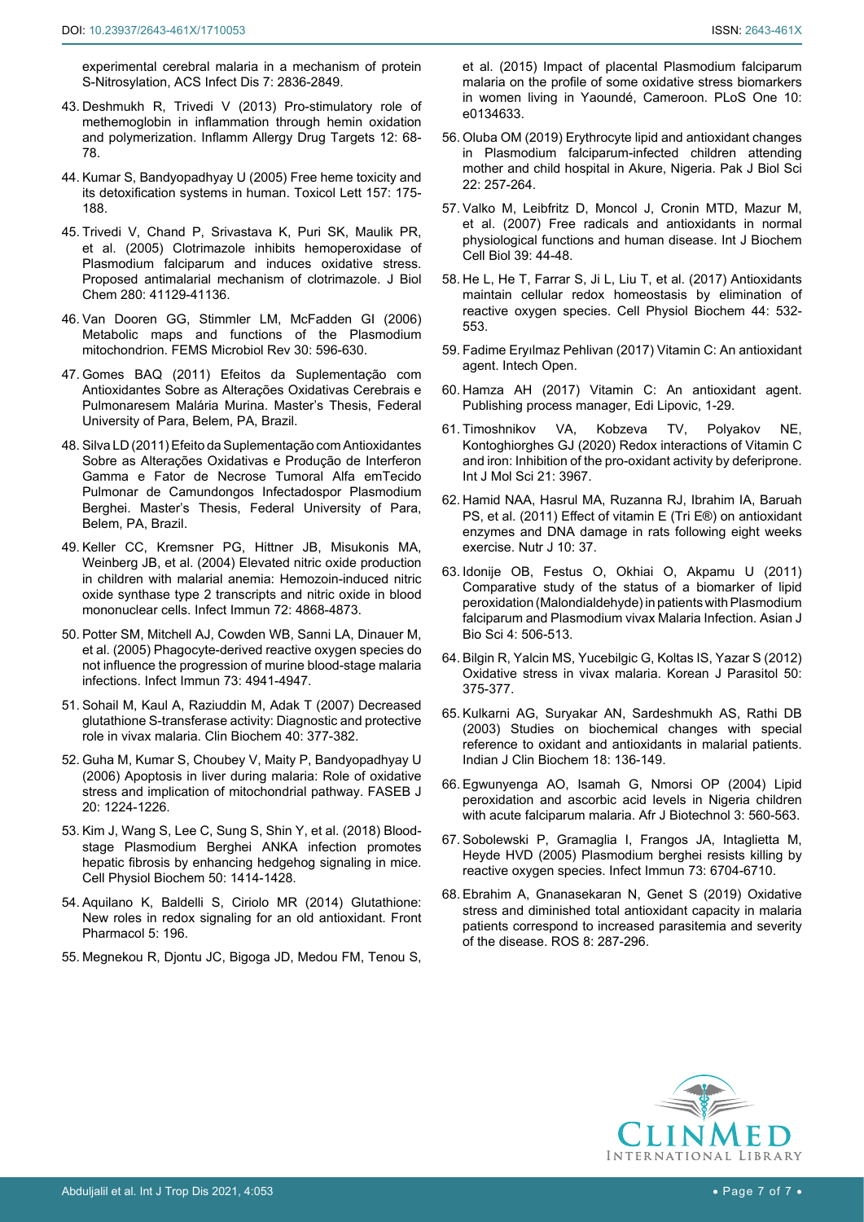experimental cerebral malaria in a mechanism of protein S-Nitrosylation, ACS Infect Dis 7: 2836-2849.

43. Deshmukh R, Trivedi V (2013) Pro-stimulatory role of methemoglobin in inflammation through hemin oxidation and polymerization. Inflamm Allergy Drug Targets 12: 68-78.

44. Kumar S, Bandyopadhyay U (2005) Free heme toxicity and its detoxification systems in human. Toxicol Lett 157: 175-188.

45. Trivedi V, Chand P, Srivastava K, Puri SK, Maulik PR, et al. (2005) Clotrimazole inhibits hemoperoxidase of Plasmodium falciparum and induces oxidative stress. Proposed antimalarial mechanism of clotrimazole. J Biol Chem 280: 41129-41136.

46. Van Dooren GG, Stimmler LM, McFadden GI (2006) Metabolic maps and functions of the Plasmodium mitochondrion. FEMS Microbiol Rev 30: 596-630.

47. Gomes BAQ (2011) Efeitos da Suplementação com Antioxidantes Sobre as Alterações Oxidativas Cerebrais e Pulmonaresem Malária Murina. Master's Thesis, Federal University of Para, Belem, PA, Brazil.

48. Silva LD (2011) Efeito da Suplementação com Antioxidantes Sobre as Alterações Oxidativas e Produção de Interferon Gamma e Fator de Necrose Tumoral Alfa emTecido Pulmonar de Camundongos Infectadospor Plasmodium Berghei. Master's Thesis, Federal University of Para, Belem, PA, Brazil.

49. Keller CC, Kremsner PG, Hittner JB, Misukonis MA, Weinberg JB, et al. (2004) Elevated nitric oxide production in children with malarial anemia: Hemozoin-induced nitric oxide synthase type 2 transcripts and nitric oxide in blood mononuclear cells. Infect Immun 72: 4868-4873.

50. Potter SM, Mitchell AJ, Cowden WB, Sanni LA, Dinauer M, et al. (2005) Phagocyte-derived reactive oxygen species do not influence the progression of murine blood-stage malaria infections. Infect Immun 73: 4941-4947.

51. Sohail M, Kaul A, Raziuddin M, Adak T (2007) Decreased glutathione S-transferase activity: Diagnostic and protective role in vivax malaria. Clin Biochem 40: 377-382.

52. Guha M, Kumar S, Choubey V, Maity P, Bandyopadhyay U (2006) Apoptosis in liver during malaria: Role of oxidative stress and implication of mitochondrial pathway. FASEB J 20: 1224-1226.

53. Kim J, Wang S, Lee C, Sung S, Shin Y, et al. (2018) Blood-stage Plasmodium Berghei ANKA infection promotes hepatic fibrosis by enhancing hedgehog signaling in mice. Cell Physiol Biochem 50: 1414-1428.

54. Aquilano K, Baldelli S, Ciriolo MR (2014) Glutathione: New roles in redox signaling for an old antioxidant. Front Pharmacol 5: 196.

55. Megnekou R, Djontu JC, Bigoga JD, Medou FM, Tenou S, et al. (2015) Impact of placental Plasmodium falciparum malaria on the profile of some oxidative stress biomarkers in women living in Yaoundé, Cameroon. PLoS One 10: e0134633.

56. Oluba OM (2019) Erythrocyte lipid and antioxidant changes in Plasmodium falciparum-infected children attending mother and child hospital in Akure, Nigeria. Pak J Biol Sci 22: 257-264.

57. Valko M, Leibfritz D, Moncol J, Cronin MTD, Mazur M, et al. (2007) Free radicals and antioxidants in normal physiological functions and human disease. Int J Biochem Cell Biol 39: 44-48.

58. He L, He T, Farrar S, Ji L, Liu T, et al. (2017) Antioxidants maintain cellular redox homeostasis by elimination of reactive oxygen species. Cell Physiol Biochem 44: 532-553.

59. Fadime Eryılmaz Pehlivan (2017) Vitamin C: An antioxidant agent. Intech Open.

60. Hamza AH (2017) Vitamin C: An antioxidant agent. Publishing process manager, Edi Lipovic, 1-29.

61. Timoshnikov VA, Kobzeva TV, Polyakov NE, Kontoghiorghes GJ (2020) Redox interactions of Vitamin C and iron: Inhibition of the pro-oxidant activity by deferiprone. Int J Mol Sci 21: 3967.

62. Hamid NAA, Hasrul MA, Ruzanna RJ, Ibrahim IA, Baruah PS, et al. (2011) Effect of vitamin E (Tri E®) on antioxidant enzymes and DNA damage in rats following eight weeks exercise. Nutr J 10: 37.

63. Idonije OB, Festus O, Okhiai O, Akpamu U (2011) Comparative study of the status of a biomarker of lipid peroxidation (Malondialdehyde) in patients with Plasmodium falciparum and Plasmodium vivax Malaria Infection. Asian J Bio Sci 4: 506-513.

64. Bilgin R, Yalcin MS, Yucebilgic G, Koltas IS, Yazar S (2012) Oxidative stress in vivax malaria. Korean J Parasitol 50: 375-377.

65. Kulkarni AG, Suryakar AN, Sardeshmukh AS, Rathi DB (2003) Studies on biochemical changes with special reference to oxidant and antioxidants in malarial patients. Indian J Clin Biochem 18: 136-149.

66. Egwunyenga AO, Isamah G, Nmorsi OP (2004) Lipid peroxidation and ascorbic acid levels in Nigeria children with acute falciparum malaria. Afr J Biotechnol 3: 560-563.

67. Sobolewski P, Gramaglia I, Frangos JA, Intaglietta M, Heyde HVD (2005) Plasmodium berghei resists killing by reactive oxygen species. Infect Immun 73: 6704-6710.

68. Ebrahim A, Gnanasekaran N, Genet S (2019) Oxidative stress and diminished total antioxidant capacity in malaria patients correspond to increased parasitemia and severity of the disease. ROS 8: 287-296.